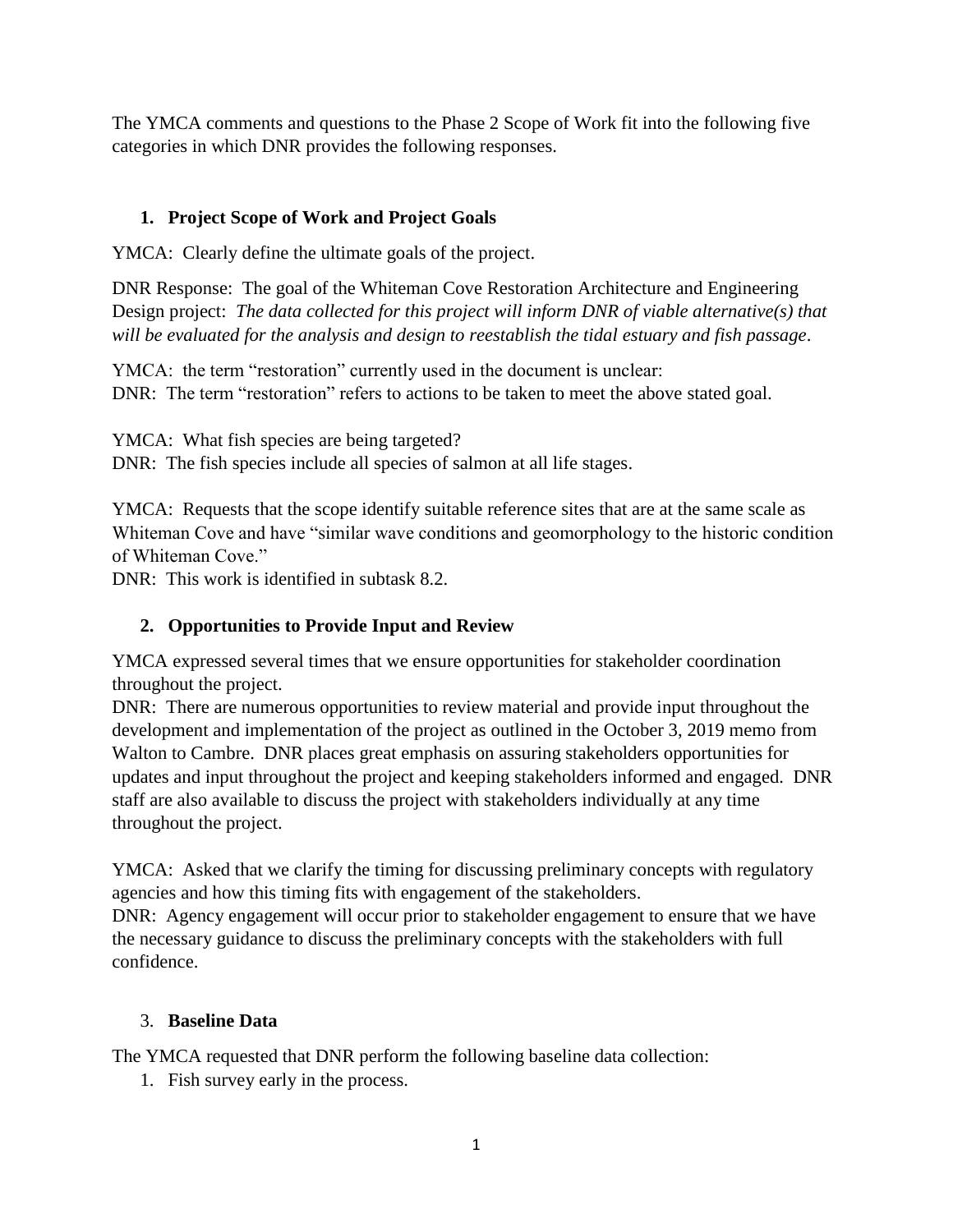The YMCA comments and questions to the Phase 2 Scope of Work fit into the following five categories in which DNR provides the following responses.

## 1. Project Scope of Work and Project Goals

YMCA: Clearly define the ultimate goals of the project.

DNR Response: The goal of the Whiteman Cove Restoration Architecture and Engineering Design project: *The data collected for this project will inform DNR of viable alternative(s) that will be evaluated for the analysis and design to reestablish the tidal estuary and fish passage*.

YMCA: the term "restoration" currently used in the document is unclear:
DNR: The term "restoration" refers to actions to be taken to meet the above stated goal.

YMCA: What fish species are being targeted?
DNR: The fish species include all species of salmon at all life stages.

YMCA: Requests that the scope identify suitable reference sites that are at the same scale as Whiteman Cove and have "similar wave conditions and geomorphology to the historic condition of Whiteman Cove."
DNR: This work is identified in subtask 8.2.

## 2. Opportunities to Provide Input and Review

YMCA expressed several times that we ensure opportunities for stakeholder coordination throughout the project.
DNR: There are numerous opportunities to review material and provide input throughout the development and implementation of the project as outlined in the October 3, 2019 memo from Walton to Cambre. DNR places great emphasis on assuring stakeholders opportunities for updates and input throughout the project and keeping stakeholders informed and engaged. DNR staff are also available to discuss the project with stakeholders individually at any time throughout the project.

YMCA: Asked that we clarify the timing for discussing preliminary concepts with regulatory agencies and how this timing fits with engagement of the stakeholders.
DNR: Agency engagement will occur prior to stakeholder engagement to ensure that we have the necessary guidance to discuss the preliminary concepts with the stakeholders with full confidence.

## 3. Baseline Data

The YMCA requested that DNR perform the following baseline data collection:

1. Fish survey early in the process.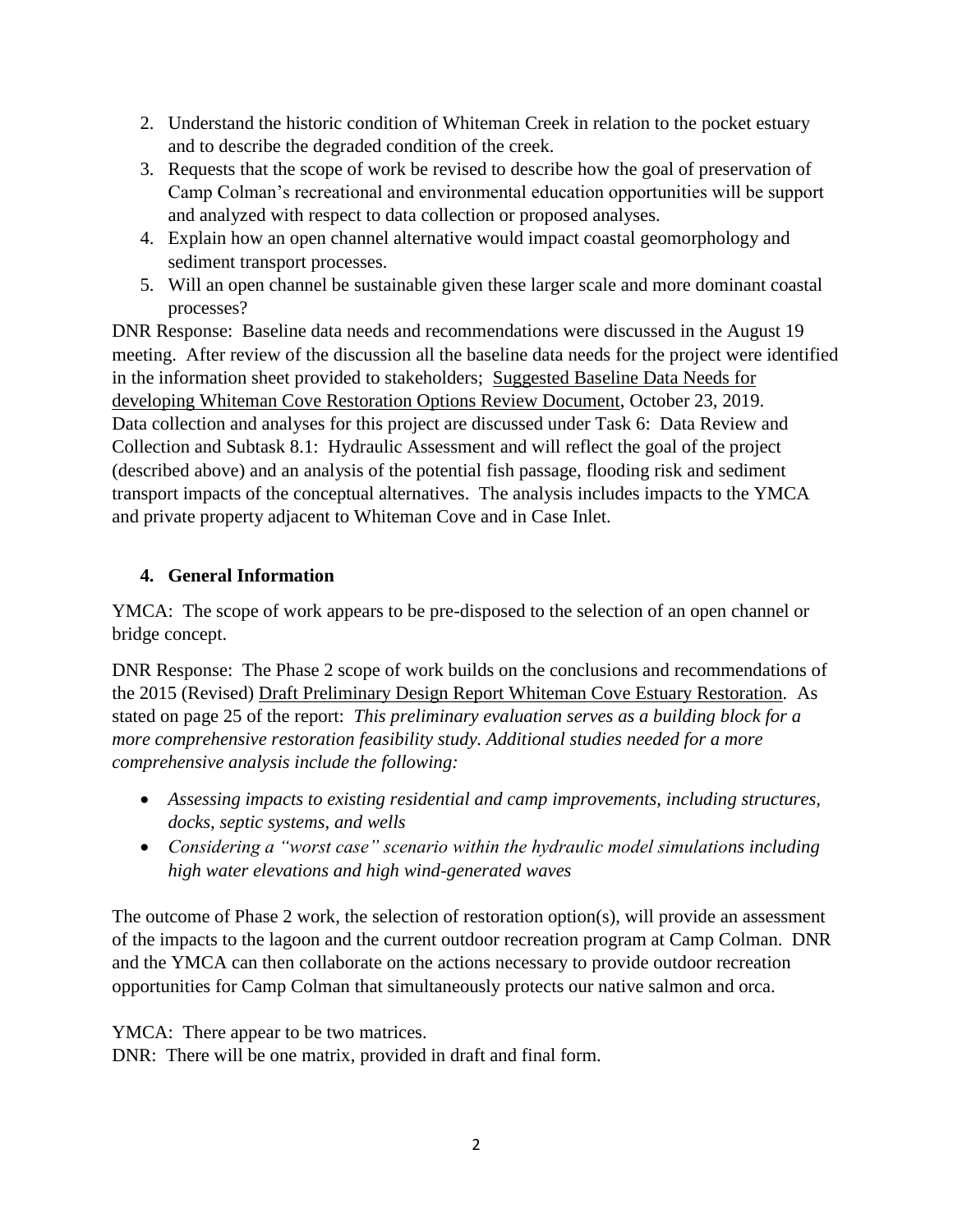2. Understand the historic condition of Whiteman Creek in relation to the pocket estuary and to describe the degraded condition of the creek.
3. Requests that the scope of work be revised to describe how the goal of preservation of Camp Colman's recreational and environmental education opportunities will be support and analyzed with respect to data collection or proposed analyses.
4. Explain how an open channel alternative would impact coastal geomorphology and sediment transport processes.
5. Will an open channel be sustainable given these larger scale and more dominant coastal processes?

DNR Response: Baseline data needs and recommendations were discussed in the August 19 meeting. After review of the discussion all the baseline data needs for the project were identified in the information sheet provided to stakeholders; Suggested Baseline Data Needs for developing Whiteman Cove Restoration Options Review Document, October 23, 2019. Data collection and analyses for this project are discussed under Task 6: Data Review and Collection and Subtask 8.1: Hydraulic Assessment and will reflect the goal of the project (described above) and an analysis of the potential fish passage, flooding risk and sediment transport impacts of the conceptual alternatives. The analysis includes impacts to the YMCA and private property adjacent to Whiteman Cove and in Case Inlet.

## 4. General Information

YMCA: The scope of work appears to be pre-disposed to the selection of an open channel or bridge concept.

DNR Response: The Phase 2 scope of work builds on the conclusions and recommendations of the 2015 (Revised) Draft Preliminary Design Report Whiteman Cove Estuary Restoration. As stated on page 25 of the report: *This preliminary evaluation serves as a building block for a more comprehensive restoration feasibility study. Additional studies needed for a more comprehensive analysis include the following:*

- *Assessing impacts to existing residential and camp improvements, including structures, docks, septic systems, and wells*
- *Considering a "worst case" scenario within the hydraulic model simulations including high water elevations and high wind-generated waves*

The outcome of Phase 2 work, the selection of restoration option(s), will provide an assessment of the impacts to the lagoon and the current outdoor recreation program at Camp Colman. DNR and the YMCA can then collaborate on the actions necessary to provide outdoor recreation opportunities for Camp Colman that simultaneously protects our native salmon and orca.

YMCA: There appear to be two matrices.
DNR: There will be one matrix, provided in draft and final form.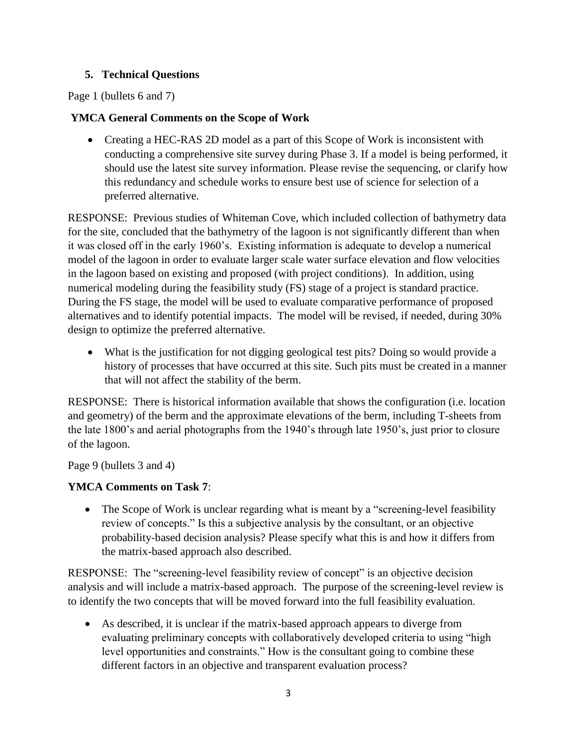## 5. Technical Questions

Page 1 (bullets 6 and 7)

**YMCA General Comments on the Scope of Work**

- Creating a HEC-RAS 2D model as a part of this Scope of Work is inconsistent with conducting a comprehensive site survey during Phase 3. If a model is being performed, it should use the latest site survey information. Please revise the sequencing, or clarify how this redundancy and schedule works to ensure best use of science for selection of a preferred alternative.

RESPONSE: Previous studies of Whiteman Cove, which included collection of bathymetry data for the site, concluded that the bathymetry of the lagoon is not significantly different than when it was closed off in the early 1960's. Existing information is adequate to develop a numerical model of the lagoon in order to evaluate larger scale water surface elevation and flow velocities in the lagoon based on existing and proposed (with project conditions). In addition, using numerical modeling during the feasibility study (FS) stage of a project is standard practice. During the FS stage, the model will be used to evaluate comparative performance of proposed alternatives and to identify potential impacts. The model will be revised, if needed, during 30% design to optimize the preferred alternative.

- What is the justification for not digging geological test pits? Doing so would provide a history of processes that have occurred at this site. Such pits must be created in a manner that will not affect the stability of the berm.

RESPONSE: There is historical information available that shows the configuration (i.e. location and geometry) of the berm and the approximate elevations of the berm, including T-sheets from the late 1800's and aerial photographs from the 1940's through late 1950's, just prior to closure of the lagoon.

Page 9 (bullets 3 and 4)

**YMCA Comments on Task 7**:

- The Scope of Work is unclear regarding what is meant by a "screening-level feasibility review of concepts." Is this a subjective analysis by the consultant, or an objective probability-based decision analysis? Please specify what this is and how it differs from the matrix-based approach also described.

RESPONSE: The "screening-level feasibility review of concept" is an objective decision analysis and will include a matrix-based approach. The purpose of the screening-level review is to identify the two concepts that will be moved forward into the full feasibility evaluation.

- As described, it is unclear if the matrix-based approach appears to diverge from evaluating preliminary concepts with collaboratively developed criteria to using "high level opportunities and constraints." How is the consultant going to combine these different factors in an objective and transparent evaluation process?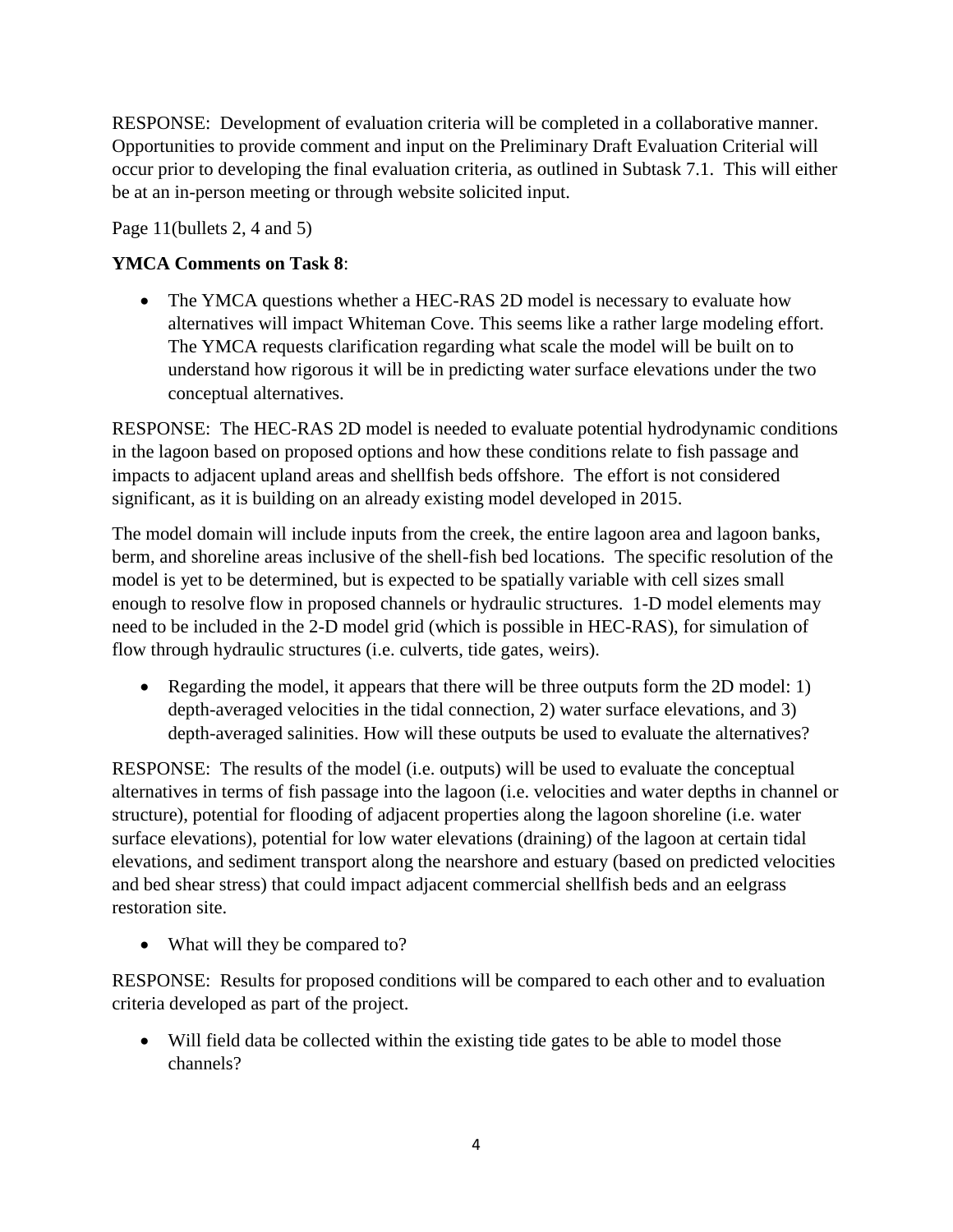RESPONSE: Development of evaluation criteria will be completed in a collaborative manner. Opportunities to provide comment and input on the Preliminary Draft Evaluation Criterial will occur prior to developing the final evaluation criteria, as outlined in Subtask 7.1. This will either be at an in-person meeting or through website solicited input.

Page 11(bullets 2, 4 and 5)

**YMCA Comments on Task 8**:

- The YMCA questions whether a HEC-RAS 2D model is necessary to evaluate how alternatives will impact Whiteman Cove. This seems like a rather large modeling effort. The YMCA requests clarification regarding what scale the model will be built on to understand how rigorous it will be in predicting water surface elevations under the two conceptual alternatives.

RESPONSE: The HEC-RAS 2D model is needed to evaluate potential hydrodynamic conditions in the lagoon based on proposed options and how these conditions relate to fish passage and impacts to adjacent upland areas and shellfish beds offshore. The effort is not considered significant, as it is building on an already existing model developed in 2015.

The model domain will include inputs from the creek, the entire lagoon area and lagoon banks, berm, and shoreline areas inclusive of the shell-fish bed locations. The specific resolution of the model is yet to be determined, but is expected to be spatially variable with cell sizes small enough to resolve flow in proposed channels or hydraulic structures. 1-D model elements may need to be included in the 2-D model grid (which is possible in HEC-RAS), for simulation of flow through hydraulic structures (i.e. culverts, tide gates, weirs).

- Regarding the model, it appears that there will be three outputs form the 2D model: 1) depth-averaged velocities in the tidal connection, 2) water surface elevations, and 3) depth-averaged salinities. How will these outputs be used to evaluate the alternatives?

RESPONSE: The results of the model (i.e. outputs) will be used to evaluate the conceptual alternatives in terms of fish passage into the lagoon (i.e. velocities and water depths in channel or structure), potential for flooding of adjacent properties along the lagoon shoreline (i.e. water surface elevations), potential for low water elevations (draining) of the lagoon at certain tidal elevations, and sediment transport along the nearshore and estuary (based on predicted velocities and bed shear stress) that could impact adjacent commercial shellfish beds and an eelgrass restoration site.

- What will they be compared to?

RESPONSE: Results for proposed conditions will be compared to each other and to evaluation criteria developed as part of the project.

- Will field data be collected within the existing tide gates to be able to model those channels?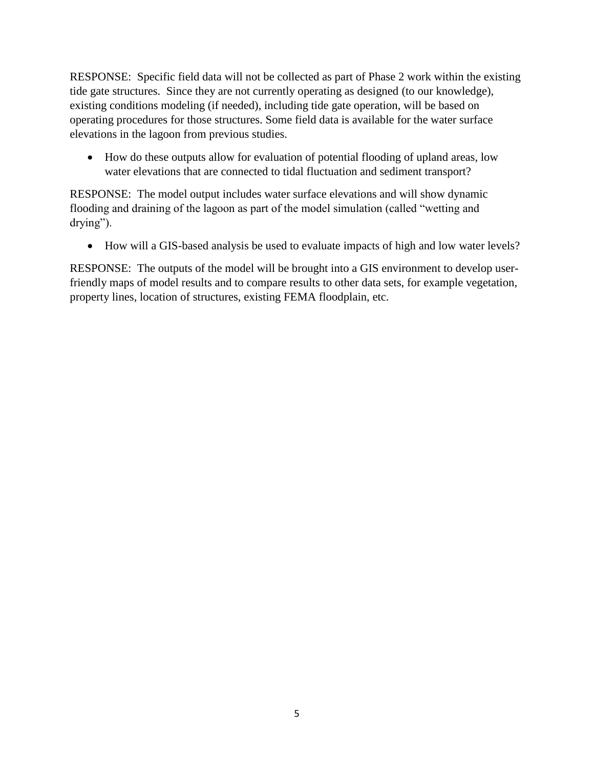RESPONSE: Specific field data will not be collected as part of Phase 2 work within the existing tide gate structures. Since they are not currently operating as designed (to our knowledge), existing conditions modeling (if needed), including tide gate operation, will be based on operating procedures for those structures. Some field data is available for the water surface elevations in the lagoon from previous studies.

- How do these outputs allow for evaluation of potential flooding of upland areas, low water elevations that are connected to tidal fluctuation and sediment transport?

RESPONSE: The model output includes water surface elevations and will show dynamic flooding and draining of the lagoon as part of the model simulation (called "wetting and drying").

- How will a GIS-based analysis be used to evaluate impacts of high and low water levels?

RESPONSE: The outputs of the model will be brought into a GIS environment to develop user-friendly maps of model results and to compare results to other data sets, for example vegetation, property lines, location of structures, existing FEMA floodplain, etc.